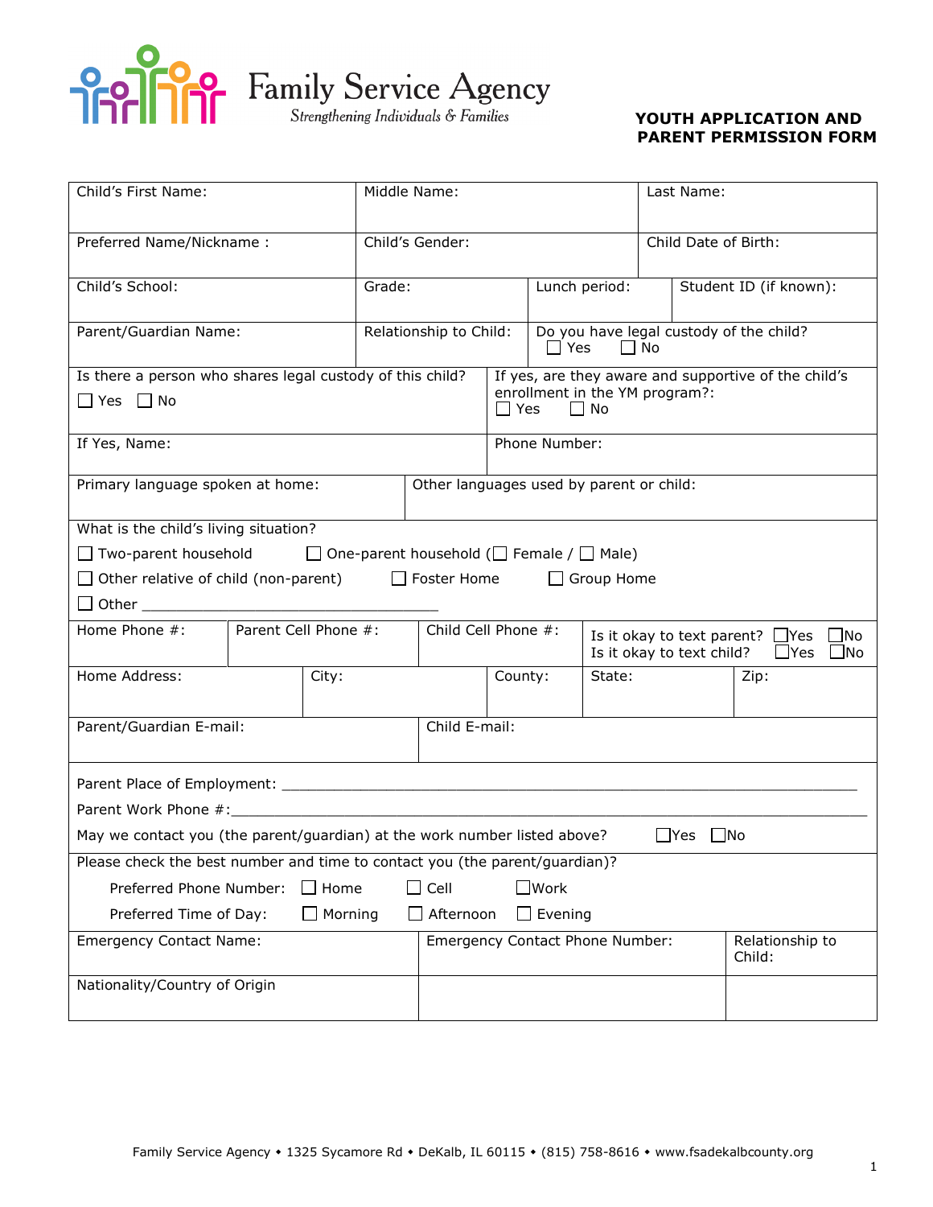Family Service Agency

*Strengthening Individuals & Families*

## YOUTH APPLICATION AND PARENT PERMISSION FORM

| Child's First Name: | Middle Name: | Last Name: |
|---|---|---|
| Preferred Name/Nickname : | Child's Gender: | Child Date of Birth: |

| Child's School: | Grade: | Lunch period: | Student ID (if known): |
|---|---|---|---|

| Parent/Guardian Name: | Relationship to Child: | Do you have legal custody of the child? ☐ Yes ☐ No |
|---|---|---|

| Is there a person who shares legal custody of this child? ☐ Yes ☐ No | If yes, are they aware and supportive of the child's enrollment in the YM program?: ☐ Yes ☐ No |
|---|---|
| If Yes, Name: | Phone Number: |

| Primary language spoken at home: | Other languages used by parent or child: |
|---|---|

What is the child's living situation?

☐ Two-parent household ☐ One-parent household (☐ Female / ☐ Male)

☐ Other relative of child (non-parent) ☐ Foster Home ☐ Group Home

☐ Other ___________________________________

| Home Phone #: | Parent Cell Phone #: | Child Cell Phone #: | Is it okay to text parent? ☐Yes ☐No<br>Is it okay to text child? ☐Yes ☐No |
|---|---|---|---|

| Home Address: | City: | County: | State: | Zip: |
|---|---|---|---|---|

| Parent/Guardian E-mail: | Child E-mail: |
|---|---|

Parent Place of Employment: ___________________________________________________________

Parent Work Phone #:__________________________________________________________________

May we contact you (the parent/guardian) at the work number listed above? ☐Yes ☐No

Please check the best number and time to contact you (the parent/guardian)?

Preferred Phone Number: ☐ Home ☐ Cell ☐Work

Preferred Time of Day: ☐ Morning ☐ Afternoon ☐ Evening

| Emergency Contact Name: | Emergency Contact Phone Number: | Relationship to Child: |
|---|---|---|
| Nationality/Country of Origin | | |

Family Service Agency • 1325 Sycamore Rd • DeKalb, IL 60115 • (815) 758-8616 • www.fsadekalbcounty.org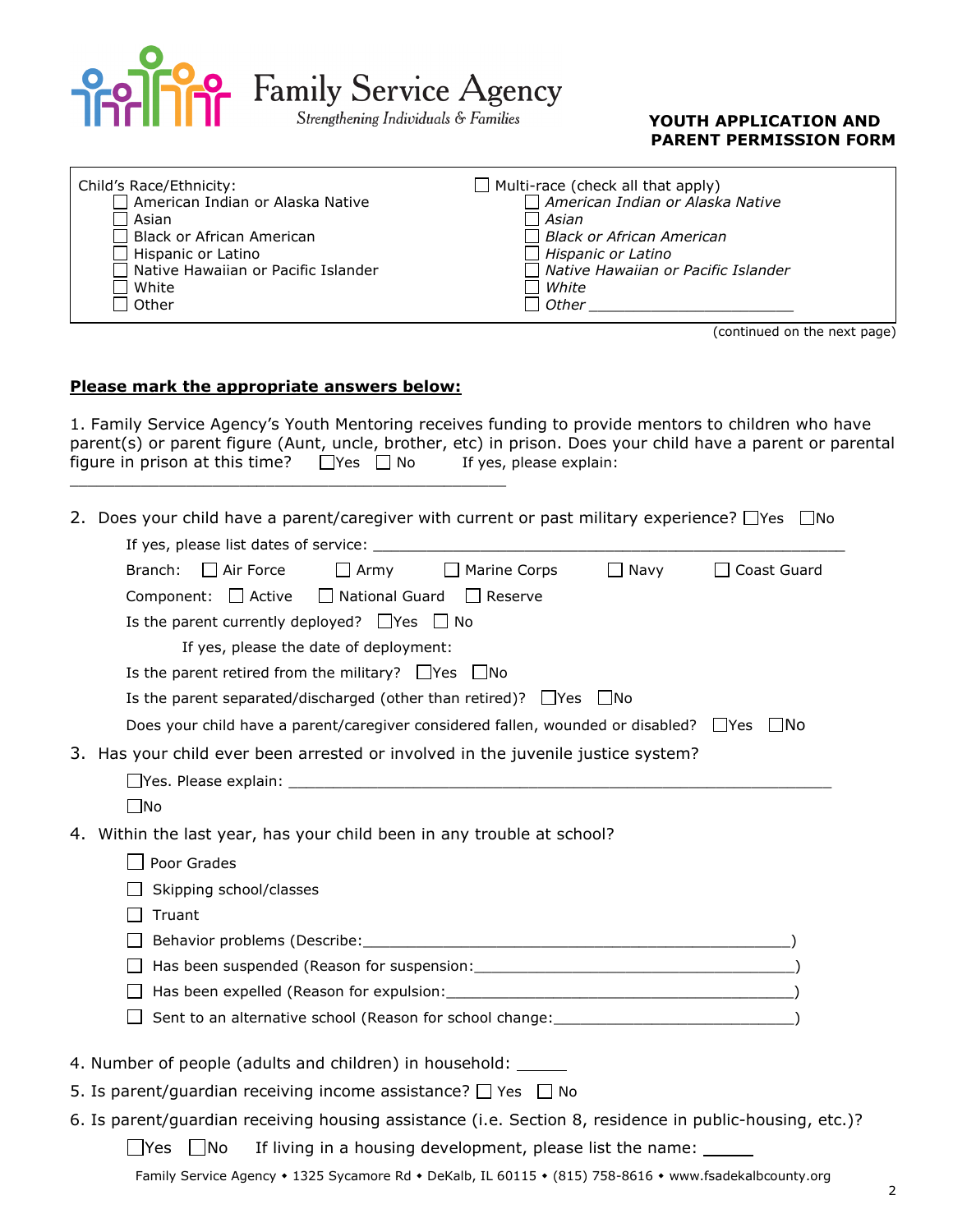Family Service Agency
*Strengthening Individuals & Families*

**YOUTH APPLICATION AND PARENT PERMISSION FORM**

Child's Race/Ethnicity:
- ☐ American Indian or Alaska Native
- ☐ Asian
- ☐ Black or African American
- ☐ Hispanic or Latino
- ☐ Native Hawaiian or Pacific Islander
- ☐ White
- ☐ Other

☐ Multi-race (check all that apply)
- ☐ *American Indian or Alaska Native*
- ☐ *Asian*
- ☐ *Black or African American*
- ☐ *Hispanic or Latino*
- ☐ *Native Hawaiian or Pacific Islander*
- ☐ *White*
- ☐ *Other* ______________________

(continued on the next page)

**Please mark the appropriate answers below:**

1. Family Service Agency's Youth Mentoring receives funding to provide mentors to children who have parent(s) or parent figure (Aunt, uncle, brother, etc) in prison. Does your child have a parent or parental figure in prison at this time? ☐Yes ☐ No If yes, please explain: ______________________________________________

2. Does your child have a parent/caregiver with current or past military experience? ☐Yes ☐No

   If yes, please list dates of service: ____________________________________________________

   Branch: ☐ Air Force ☐ Army ☐ Marine Corps ☐ Navy ☐ Coast Guard

   Component: ☐ Active ☐ National Guard ☐ Reserve

   Is the parent currently deployed? ☐Yes ☐ No

   If yes, please the date of deployment:

   Is the parent retired from the military? ☐Yes ☐No

   Is the parent separated/discharged (other than retired)? ☐Yes ☐No

   Does your child have a parent/caregiver considered fallen, wounded or disabled? ☐Yes ☐No

3. Has your child ever been arrested or involved in the juvenile justice system?

   ☐Yes. Please explain: ____________________________________________________________

   ☐No

4. Within the last year, has your child been in any trouble at school?

   - ☐ Poor Grades
   - ☐ Skipping school/classes
   - ☐ Truant
   - ☐ Behavior problems (Describe:_______________________________________________)
   - ☐ Has been suspended (Reason for suspension:___________________________________)
   - ☐ Has been expelled (Reason for expulsion:______________________________________)
   - ☐ Sent to an alternative school (Reason for school change:__________________________)

4. Number of people (adults and children) in household: _____

5. Is parent/guardian receiving income assistance? ☐ Yes ☐ No

6. Is parent/guardian receiving housing assistance (i.e. Section 8, residence in public-housing, etc.)?

   ☐Yes ☐No If living in a housing development, please list the name: _____

Family Service Agency • 1325 Sycamore Rd • DeKalb, IL 60115 • (815) 758-8616 • www.fsadekalbcounty.org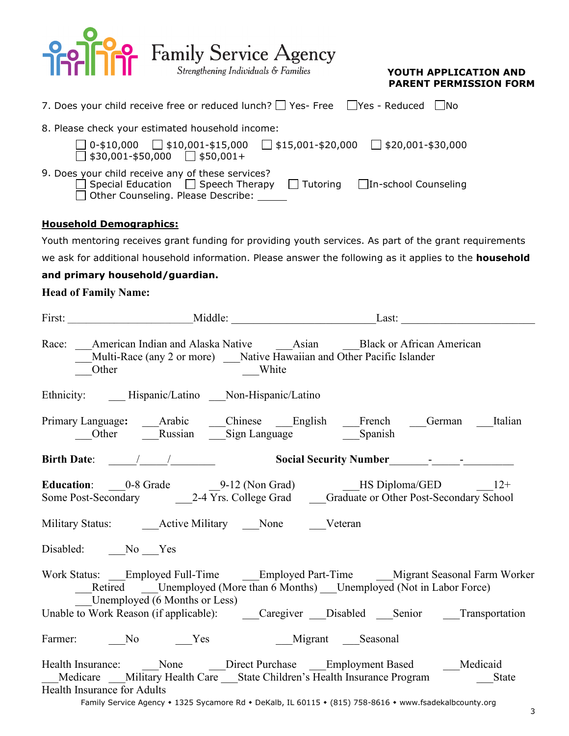Family Service Agency
*Strengthening Individuals & Families*

**YOUTH APPLICATION AND PARENT PERMISSION FORM**

7. Does your child receive free or reduced lunch? ☐ Yes- Free ☐ Yes - Reduced ☐ No

8. Please check your estimated household income:

   ☐ 0-$10,000 ☐ $10,001-$15,000 ☐ $15,001-$20,000 ☐ $20,001-$30,000
   ☐ $30,001-$50,000 ☐ $50,001+

9. Does your child receive any of these services?
   ☐ Special Education ☐ Speech Therapy ☐ Tutoring ☐ In-school Counseling
   ☐ Other Counseling. Please Describe: _____

**Household Demographics:**

Youth mentoring receives grant funding for providing youth services. As part of the grant requirements we ask for additional household information. Please answer the following as it applies to the **household and primary household/guardian.**

**Head of Family Name:**

First: ____________________ Middle: ______________________ Last: ______________________

Race: ___American Indian and Alaska Native ___Asian ___Black or African American
___Multi-Race (any 2 or more) ___Native Hawaiian and Other Pacific Islander
___Other ___White

Ethnicity: ___ Hispanic/Latino ___Non-Hispanic/Latino

Primary Language: ___Arabic ___Chinese ___English ___French ___German ___Italian
___Other ___Russian ___Sign Language ___Spanish

**Birth Date**: _____/_____/________ **Social Security Number**_______-_____-_________

**Education**: ___0-8 Grade ___9-12 (Non Grad) ___HS Diploma/GED ___12+ Some Post-Secondary ___2-4 Yrs. College Grad ___Graduate or Other Post-Secondary School

Military Status: ___Active Military ___None ___Veteran

Disabled: ___No ___Yes

Work Status: ___Employed Full-Time ___Employed Part-Time ___Migrant Seasonal Farm Worker
___Retired ___Unemployed (More than 6 Months) ___Unemployed (Not in Labor Force)
___Unemployed (6 Months or Less)

Unable to Work Reason (if applicable): ___Caregiver ___Disabled ___Senior ___Transportation

Farmer: ___No ___Yes ___Migrant ___Seasonal

Health Insurance: ___None ___Direct Purchase ___Employment Based ___Medicaid
___Medicare ___Military Health Care ___State Children's Health Insurance Program ___State Health Insurance for Adults

Family Service Agency • 1325 Sycamore Rd • DeKalb, IL 60115 • (815) 758-8616 • www.fsadekalbcounty.org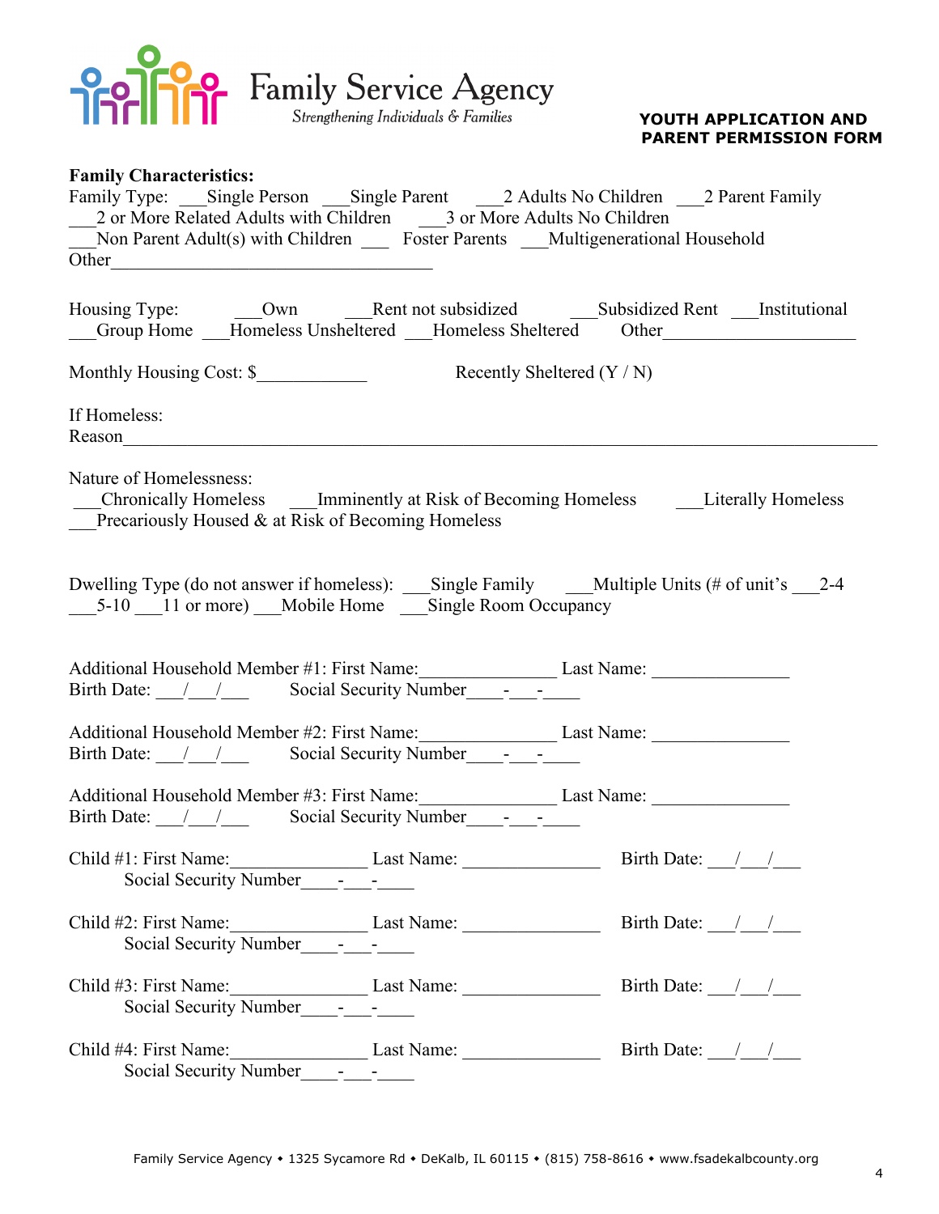Family Service Agency
*Strengthening Individuals & Families*

**YOUTH APPLICATION AND PARENT PERMISSION FORM**

**Family Characteristics:**

Family Type: ___Single Person ___Single Parent ___2 Adults No Children ___2 Parent Family ___2 or More Related Adults with Children ___3 or More Adults No Children ___Non Parent Adult(s) with Children ___ Foster Parents ___Multigenerational Household Other___________________________________

Housing Type: ___Own ___Rent not subsidized ___Subsidized Rent ___Institutional ___Group Home ___Homeless Unsheltered ___Homeless Sheltered Other_____________________

Monthly Housing Cost: $____________ Recently Sheltered (Y / N)

If Homeless:
Reason_____________________________________________________________________________

Nature of Homelessness:
___Chronically Homeless ___Imminently at Risk of Becoming Homeless ___Literally Homeless ___Precariously Housed & at Risk of Becoming Homeless

Dwelling Type (do not answer if homeless): ___Single Family ___Multiple Units (# of unit's ___2-4 ___5-10 ___11 or more) ___Mobile Home ___Single Room Occupancy

Additional Household Member #1: First Name:______________ Last Name: _______________
Birth Date: ___/___/___ Social Security Number____-___-____

Additional Household Member #2: First Name:______________ Last Name: _______________
Birth Date: ___/___/___ Social Security Number____-___-____

Additional Household Member #3: First Name:______________ Last Name: _______________
Birth Date: ___/___/___ Social Security Number____-___-____

Child #1: First Name:______________ Last Name: _______________ Birth Date: ___/___/___
Social Security Number____-___-____

Child #2: First Name:______________ Last Name: _______________ Birth Date: ___/___/___
Social Security Number____-___-____

Child #3: First Name:______________ Last Name: _______________ Birth Date: ___/___/___
Social Security Number____-___-____

Child #4: First Name:______________ Last Name: _______________ Birth Date: ___/___/___
Social Security Number____-___-____

Family Service Agency • 1325 Sycamore Rd • DeKalb, IL 60115 • (815) 758-8616 • www.fsadekalbcounty.org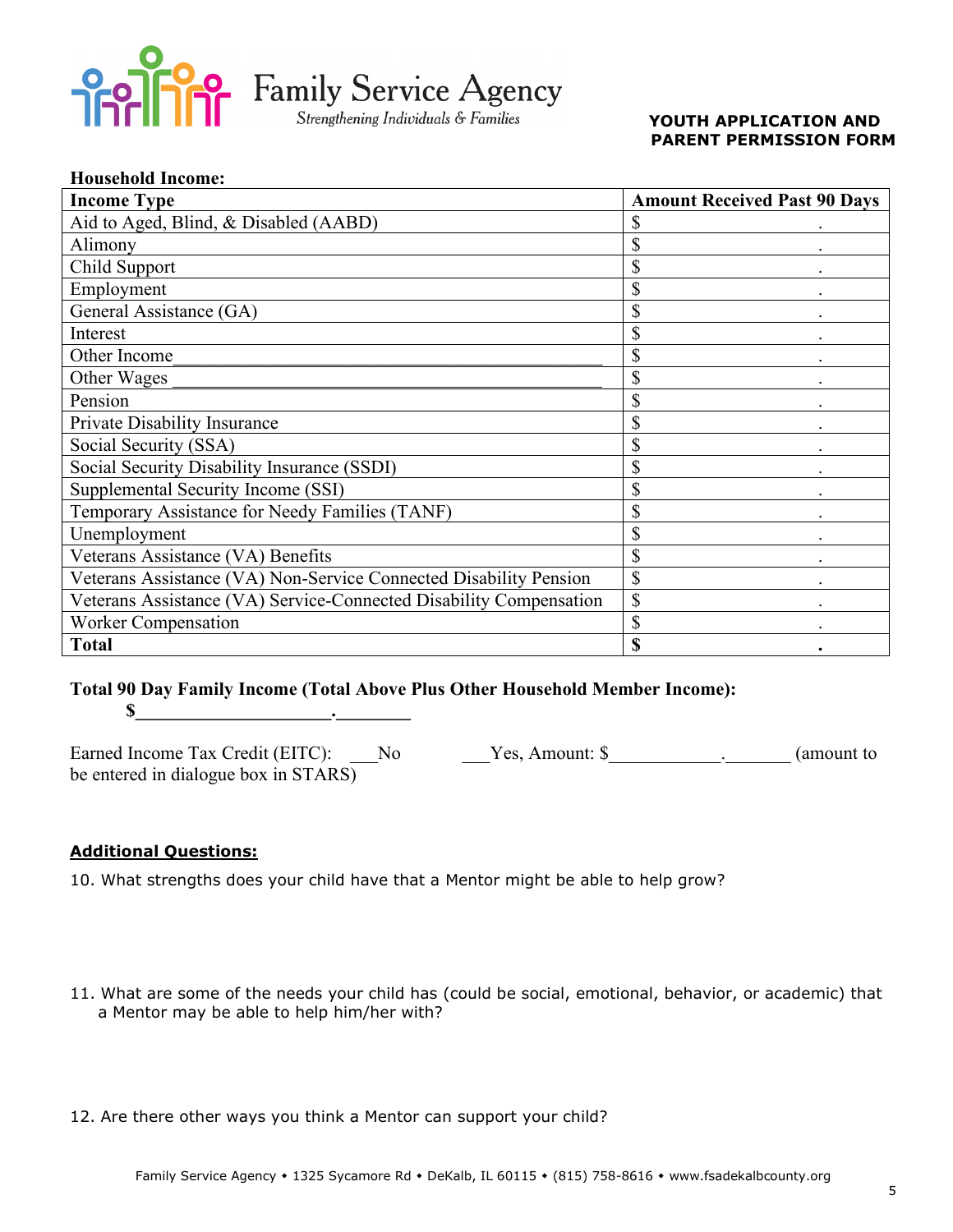**YOUTH APPLICATION AND PARENT PERMISSION FORM**

**Household Income:**

| **Income Type** | **Amount Received Past 90 Days** |
|---|---|
| Aid to Aged, Blind, & Disabled (AABD) | $ . |
| Alimony | $ . |
| Child Support | $ . |
| Employment | $ . |
| General Assistance (GA) | $ . |
| Interest | $ . |
| Other Income________________________________ | $ . |
| Other Wages________________________________ | $ . |
| Pension | $ . |
| Private Disability Insurance | $ . |
| Social Security (SSA) | $ . |
| Social Security Disability Insurance (SSDI) | $ . |
| Supplemental Security Income (SSI) | $ . |
| Temporary Assistance for Needy Families (TANF) | $ . |
| Unemployment | $ . |
| Veterans Assistance (VA) Benefits | $ . |
| Veterans Assistance (VA) Non-Service Connected Disability Pension | $ . |
| Veterans Assistance (VA) Service-Connected Disability Compensation | $ . |
| Worker Compensation | $ . |
| **Total** | **$ .** |

**Total 90 Day Family Income (Total Above Plus Other Household Member Income):**

**$____________________.________**

Earned Income Tax Credit (EITC): ___No ___Yes, Amount: $____________._______ (amount to be entered in dialogue box in STARS)

**Additional Questions:**

10. What strengths does your child have that a Mentor might be able to help grow?

11. What are some of the needs your child has (could be social, emotional, behavior, or academic) that a Mentor may be able to help him/her with?

12. Are there other ways you think a Mentor can support your child?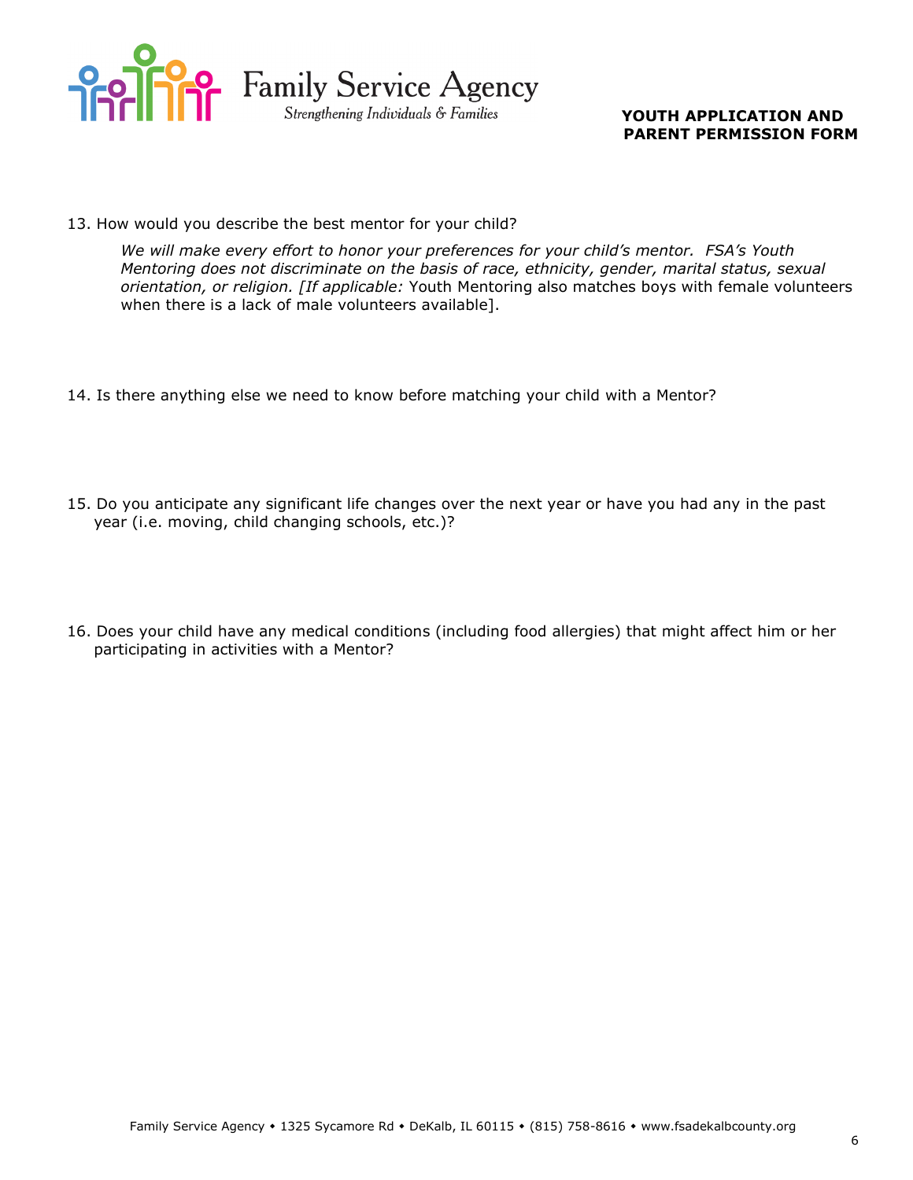13. How would you describe the best mentor for your child?

    *We will make every effort to honor your preferences for your child's mentor. FSA's Youth Mentoring does not discriminate on the basis of race, ethnicity, gender, marital status, sexual orientation, or religion. [If applicable:* Youth Mentoring also matches boys with female volunteers when there is a lack of male volunteers available].

14. Is there anything else we need to know before matching your child with a Mentor?

15. Do you anticipate any significant life changes over the next year or have you had any in the past year (i.e. moving, child changing schools, etc.)?

16. Does your child have any medical conditions (including food allergies) that might affect him or her participating in activities with a Mentor?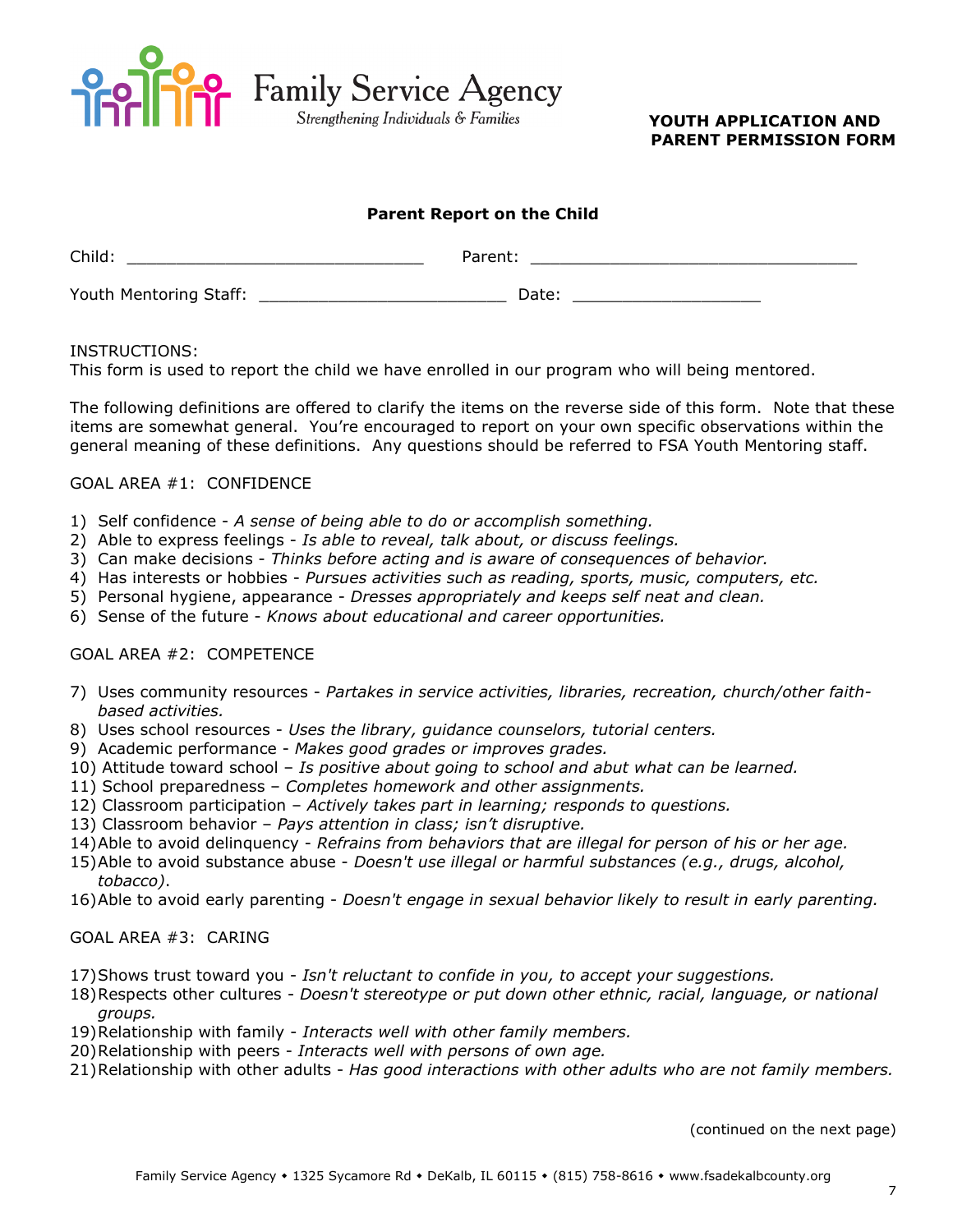Family Service Agency
*Strengthening Individuals & Families*

**YOUTH APPLICATION AND PARENT PERMISSION FORM**

**Parent Report on the Child**

Child: ______________________________ Parent: _________________________________

Youth Mentoring Staff: _________________________ Date: ___________________

INSTRUCTIONS:
This form is used to report the child we have enrolled in our program who will being mentored.

The following definitions are offered to clarify the items on the reverse side of this form. Note that these items are somewhat general. You're encouraged to report on your own specific observations within the general meaning of these definitions. Any questions should be referred to FSA Youth Mentoring staff.

GOAL AREA #1: CONFIDENCE

1) Self confidence - *A sense of being able to do or accomplish something.*
2) Able to express feelings - *Is able to reveal, talk about, or discuss feelings.*
3) Can make decisions - *Thinks before acting and is aware of consequences of behavior.*
4) Has interests or hobbies - *Pursues activities such as reading, sports, music, computers, etc.*
5) Personal hygiene, appearance - *Dresses appropriately and keeps self neat and clean.*
6) Sense of the future - *Knows about educational and career opportunities.*

GOAL AREA #2: COMPETENCE

7) Uses community resources - *Partakes in service activities, libraries, recreation, church/other faith-based activities.*
8) Uses school resources - *Uses the library, guidance counselors, tutorial centers.*
9) Academic performance - *Makes good grades or improves grades.*
10) Attitude toward school – *Is positive about going to school and abut what can be learned.*
11) School preparedness – *Completes homework and other assignments.*
12) Classroom participation – *Actively takes part in learning; responds to questions.*
13) Classroom behavior – *Pays attention in class; isn't disruptive.*
14) Able to avoid delinquency - *Refrains from behaviors that are illegal for person of his or her age.*
15) Able to avoid substance abuse - *Doesn't use illegal or harmful substances (e.g., drugs, alcohol, tobacco).*
16) Able to avoid early parenting - *Doesn't engage in sexual behavior likely to result in early parenting.*

GOAL AREA #3: CARING

17) Shows trust toward you - *Isn't reluctant to confide in you, to accept your suggestions.*
18) Respects other cultures - *Doesn't stereotype or put down other ethnic, racial, language, or national groups.*
19) Relationship with family - *Interacts well with other family members.*
20) Relationship with peers - *Interacts well with persons of own age.*
21) Relationship with other adults - *Has good interactions with other adults who are not family members.*

(continued on the next page)

Family Service Agency • 1325 Sycamore Rd • DeKalb, IL 60115 • (815) 758-8616 • www.fsadekalbcounty.org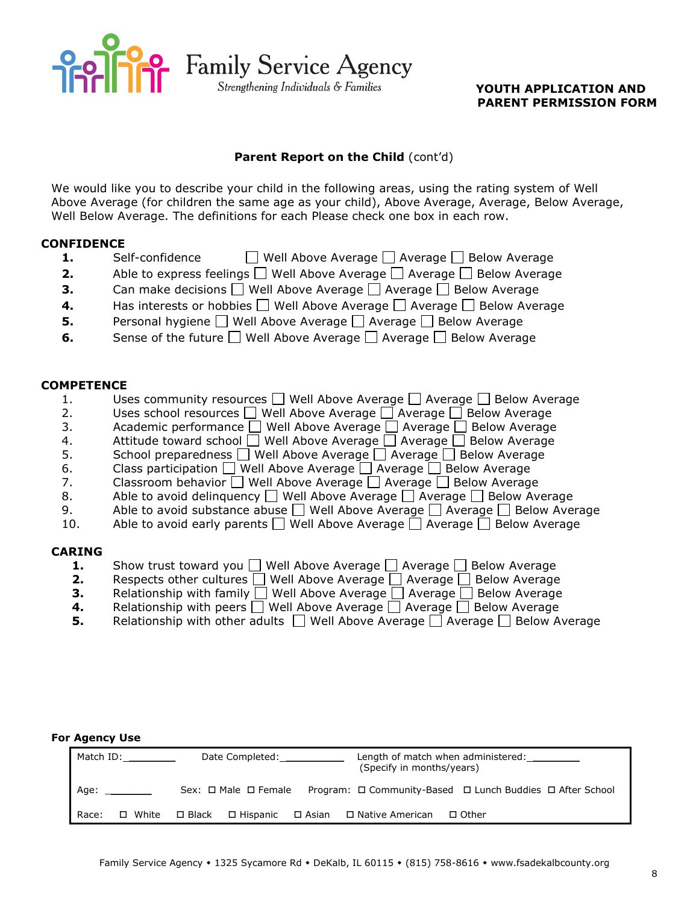Family Service Agency
*Strengthening Individuals & Families*

**YOUTH APPLICATION AND PARENT PERMISSION FORM**

**Parent Report on the Child** (cont'd)

We would like you to describe your child in the following areas, using the rating system of Well Above Average (for children the same age as your child), Above Average, Average, Below Average, Well Below Average. The definitions for each Please check one box in each row.

**CONFIDENCE**

1. Self-confidence ☐ Well Above Average ☐ Average ☐ Below Average
2. Able to express feelings ☐ Well Above Average ☐ Average ☐ Below Average
3. Can make decisions ☐ Well Above Average ☐ Average ☐ Below Average
4. Has interests or hobbies ☐ Well Above Average ☐ Average ☐ Below Average
5. Personal hygiene ☐ Well Above Average ☐ Average ☐ Below Average
6. Sense of the future ☐ Well Above Average ☐ Average ☐ Below Average

**COMPETENCE**

1. Uses community resources ☐ Well Above Average ☐ Average ☐ Below Average
2. Uses school resources ☐ Well Above Average ☐ Average ☐ Below Average
3. Academic performance ☐ Well Above Average ☐ Average ☐ Below Average
4. Attitude toward school ☐ Well Above Average ☐ Average ☐ Below Average
5. School preparedness ☐ Well Above Average ☐ Average ☐ Below Average
6. Class participation ☐ Well Above Average ☐ Average ☐ Below Average
7. Classroom behavior ☐ Well Above Average ☐ Average ☐ Below Average
8. Able to avoid delinquency ☐ Well Above Average ☐ Average ☐ Below Average
9. Able to avoid substance abuse ☐ Well Above Average ☐ Average ☐ Below Average
10. Able to avoid early parents ☐ Well Above Average ☐ Average ☐ Below Average

**CARING**

1. Show trust toward you ☐ Well Above Average ☐ Average ☐ Below Average
2. Respects other cultures ☐ Well Above Average ☐ Average ☐ Below Average
3. Relationship with family ☐ Well Above Average ☐ Average ☐ Below Average
4. Relationship with peers ☐ Well Above Average ☐ Average ☐ Below Average
5. Relationship with other adults ☐ Well Above Average ☐ Average ☐ Below Average

**For Agency Use**

| | | |
|---|---|---|
| Match ID:________ | Date Completed:___________ | Length of match when administered:________ (Specify in months/years) |
| Age: ________ | Sex: ☐ Male ☐ Female | Program: ☐ Community-Based ☐ Lunch Buddies ☐ After School |
| Race: ☐ White ☐ Black | ☐ Hispanic ☐ Asian | ☐ Native American ☐ Other |

Family Service Agency • 1325 Sycamore Rd • DeKalb, IL 60115 • (815) 758-8616 • www.fsadekalbcounty.org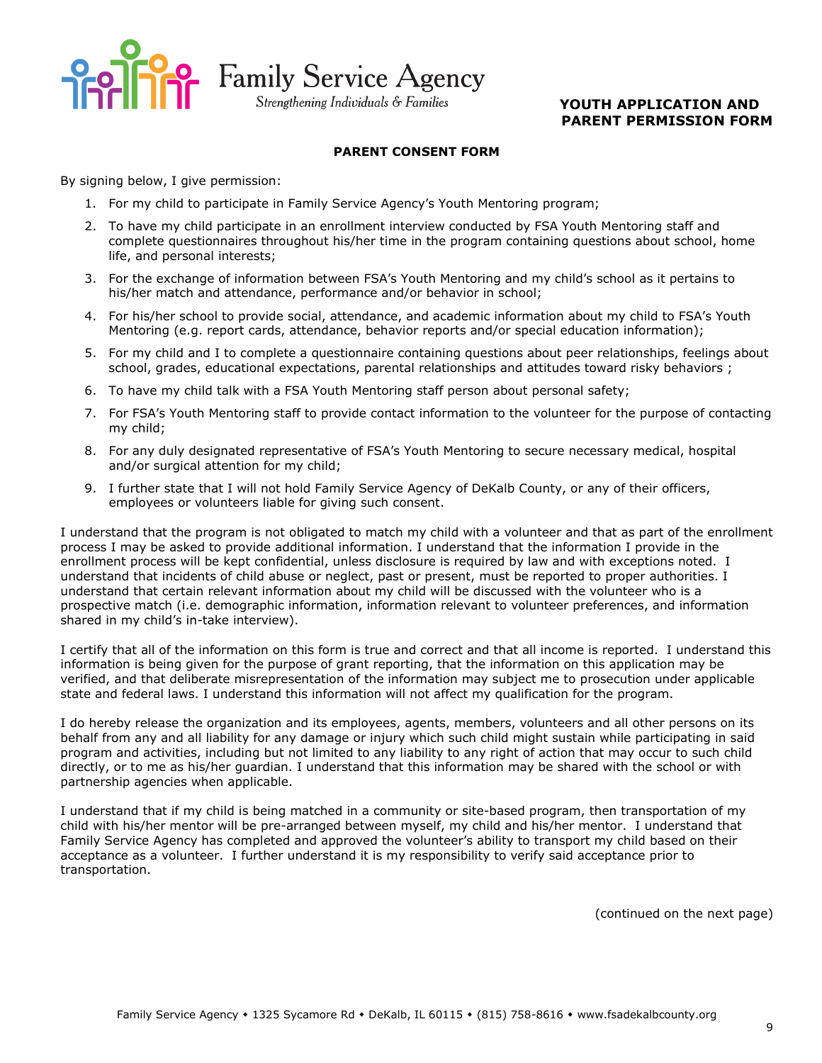Family Service Agency
*Strengthening Individuals & Families*

**YOUTH APPLICATION AND PARENT PERMISSION FORM**

**PARENT CONSENT FORM**

By signing below, I give permission:

1. For my child to participate in Family Service Agency's Youth Mentoring program;
2. To have my child participate in an enrollment interview conducted by FSA Youth Mentoring staff and complete questionnaires throughout his/her time in the program containing questions about school, home life, and personal interests;
3. For the exchange of information between FSA's Youth Mentoring and my child's school as it pertains to his/her match and attendance, performance and/or behavior in school;
4. For his/her school to provide social, attendance, and academic information about my child to FSA's Youth Mentoring (e.g. report cards, attendance, behavior reports and/or special education information);
5. For my child and I to complete a questionnaire containing questions about peer relationships, feelings about school, grades, educational expectations, parental relationships and attitudes toward risky behaviors ;
6. To have my child talk with a FSA Youth Mentoring staff person about personal safety;
7. For FSA's Youth Mentoring staff to provide contact information to the volunteer for the purpose of contacting my child;
8. For any duly designated representative of FSA's Youth Mentoring to secure necessary medical, hospital and/or surgical attention for my child;
9. I further state that I will not hold Family Service Agency of DeKalb County, or any of their officers, employees or volunteers liable for giving such consent.

I understand that the program is not obligated to match my child with a volunteer and that as part of the enrollment process I may be asked to provide additional information. I understand that the information I provide in the enrollment process will be kept confidential, unless disclosure is required by law and with exceptions noted. I understand that incidents of child abuse or neglect, past or present, must be reported to proper authorities. I understand that certain relevant information about my child will be discussed with the volunteer who is a prospective match (i.e. demographic information, information relevant to volunteer preferences, and information shared in my child's in-take interview).

I certify that all of the information on this form is true and correct and that all income is reported. I understand this information is being given for the purpose of grant reporting, that the information on this application may be verified, and that deliberate misrepresentation of the information may subject me to prosecution under applicable state and federal laws. I understand this information will not affect my qualification for the program.

I do hereby release the organization and its employees, agents, members, volunteers and all other persons on its behalf from any and all liability for any damage or injury which such child might sustain while participating in said program and activities, including but not limited to any liability to any right of action that may occur to such child directly, or to me as his/her guardian. I understand that this information may be shared with the school or with partnership agencies when applicable.

I understand that if my child is being matched in a community or site-based program, then transportation of my child with his/her mentor will be pre-arranged between myself, my child and his/her mentor. I understand that Family Service Agency has completed and approved the volunteer's ability to transport my child based on their acceptance as a volunteer. I further understand it is my responsibility to verify said acceptance prior to transportation.

(continued on the next page)

Family Service Agency • 1325 Sycamore Rd • DeKalb, IL 60115 • (815) 758-8616 • www.fsadekalbcounty.org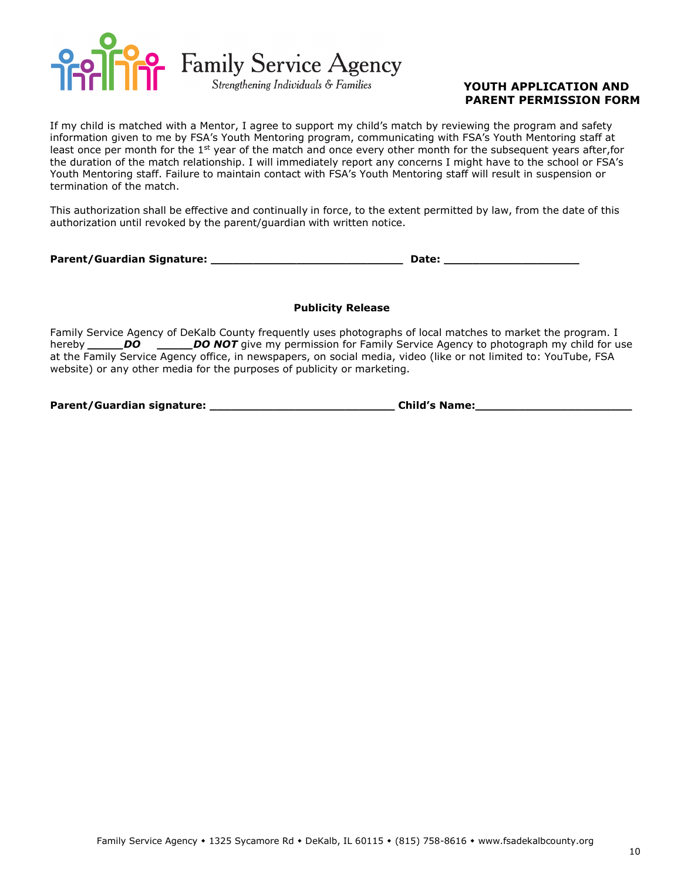Family Service Agency
*Strengthening Individuals & Families*

**YOUTH APPLICATION AND PARENT PERMISSION FORM**

If my child is matched with a Mentor, I agree to support my child's match by reviewing the program and safety information given to me by FSA's Youth Mentoring program, communicating with FSA's Youth Mentoring staff at least once per month for the 1st year of the match and once every other month for the subsequent years after,for the duration of the match relationship. I will immediately report any concerns I might have to the school or FSA's Youth Mentoring staff. Failure to maintain contact with FSA's Youth Mentoring staff will result in suspension or termination of the match.

This authorization shall be effective and continually in force, to the extent permitted by law, from the date of this authorization until revoked by the parent/guardian with written notice.

**Parent/Guardian Signature: ____________________________ Date: ____________________**

**Publicity Release**

Family Service Agency of DeKalb County frequently uses photographs of local matches to market the program. I hereby **_____*DO*** **_____*DO NOT*** give my permission for Family Service Agency to photograph my child for use at the Family Service Agency office, in newspapers, on social media, video (like or not limited to: YouTube, FSA website) or any other media for the purposes of publicity or marketing.

**Parent/Guardian signature: ___________________________ Child's Name:_______________________**

Family Service Agency • 1325 Sycamore Rd • DeKalb, IL 60115 • (815) 758-8616 • www.fsadekalbcounty.org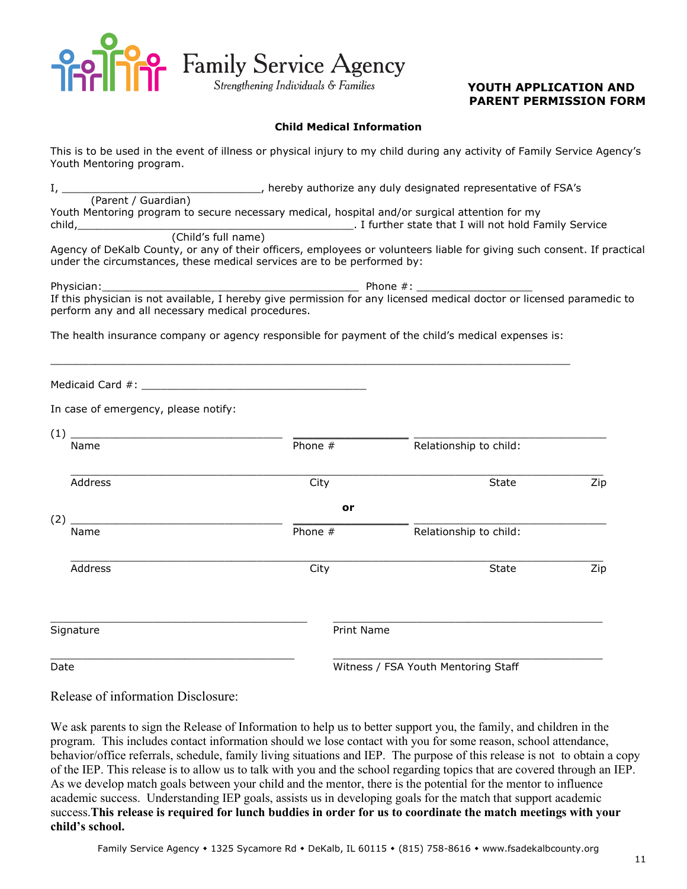Family Service Agency
*Strengthening Individuals & Families*

**YOUTH APPLICATION AND PARENT PERMISSION FORM**

**Child Medical Information**

This is to be used in the event of illness or physical injury to my child during any activity of Family Service Agency's Youth Mentoring program.

I, ________________________________, hereby authorize any duly designated representative of FSA's
(Parent / Guardian)
Youth Mentoring program to secure necessary medical, hospital and/or surgical attention for my child,_____________________________________________. I further state that I will not hold Family Service
(Child's full name)
Agency of DeKalb County, or any of their officers, employees or volunteers liable for giving such consent. If practical under the circumstances, these medical services are to be performed by:

Physician:__________________________________________ Phone #: __________________
If this physician is not available, I hereby give permission for any licensed medical doctor or licensed paramedic to perform any and all necessary medical procedures.

The health insurance company or agency responsible for payment of the child's medical expenses is:

_____________________________________________________________________________________

Medicaid Card #: ____________________________________

In case of emergency, please notify:

(1) __________________________________ __________________ ________________________________
Name Phone # Relationship to child:

_____________________________________________________________________________________
Address City State Zip

**or**

(2) __________________________________ __________________ ________________________________
Name Phone # Relationship to child:

_____________________________________________________________________________________
Address City State Zip

________________________________________ ________________________________________
Signature Print Name

________________________________________ ________________________________________
Date Witness / FSA Youth Mentoring Staff

Release of information Disclosure:

We ask parents to sign the Release of Information to help us to better support you, the family, and children in the program. This includes contact information should we lose contact with you for some reason, school attendance, behavior/office referrals, schedule, family living situations and IEP. The purpose of this release is not to obtain a copy of the IEP. This release is to allow us to talk with you and the school regarding topics that are covered through an IEP. As we develop match goals between your child and the mentor, there is the potential for the mentor to influence academic success. Understanding IEP goals, assists us in developing goals for the match that support academic success.**This release is required for lunch buddies in order for us to coordinate the match meetings with your child's school.**

Family Service Agency ◆ 1325 Sycamore Rd ◆ DeKalb, IL 60115 ◆ (815) 758-8616 ◆ www.fsadekalbcounty.org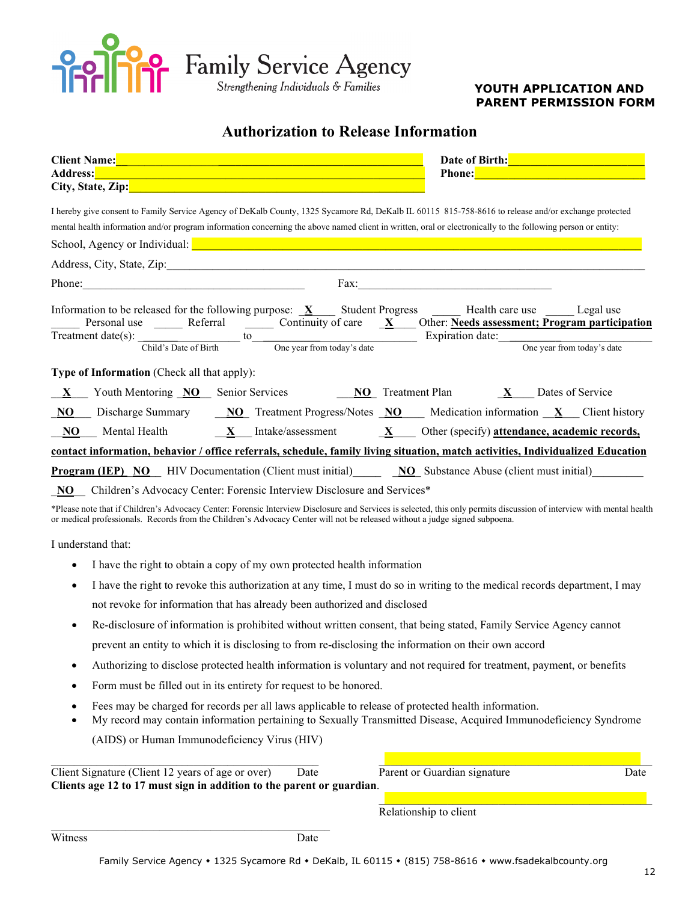Family Service Agency
*Strengthening Individuals & Families*

**YOUTH APPLICATION AND PARENT PERMISSION FORM**

## Authorization to Release Information

**Client Name:**_____________________________________________ **Date of Birth:**______________________
**Address:**________________________________________________ **Phone:**___________________________
**City, State, Zip:**_____________________________________________

I hereby give consent to Family Service Agency of DeKalb County, 1325 Sycamore Rd, DeKalb IL 60115 815-758-8616 to release and/or exchange protected mental health information and/or program information concerning the above named client in written, oral or electronically to the following person or entity:

School, Agency or Individual: ______________________________________________________________

Address, City, State, Zip:__________________________________________________________________

Phone:_______________________________________ Fax:___________________________________

Information to be released for the following purpose: _X____ Student Progress _____ Health care use _____ Legal use _____ Personal use _____ Referral _____ Continuity of care _X____ Other: **Needs assessment; Program participation**
Treatment date(s): ______________ to ______________ Expiration date:______________
Child's Date of Birth — One year from today's date — One year from today's date

**Type of Information** (Check all that apply):

__X__ Youth Mentoring _NO__ Senior Services ___NO_ Treatment Plan __X___ Dates of Service
_NO___ Discharge Summary __NO_ Treatment Progress/Notes _NO____ Medication information __X__ Client history
__NO___ Mental Health __X__ Intake/assessment _X____ Other (specify) **attendance, academic records, contact information, behavior / office referrals, schedule, family living situation, match activities, Individualized Education Program (IEP)** _NO__ HIV Documentation (Client must initial)_____ _NO_ Substance Abuse (client must initial)_________
_NO__ Children's Advocacy Center: Forensic Interview Disclosure and Services*

*Please note that if Children's Advocacy Center: Forensic Interview Disclosure and Services is selected, this only permits discussion of interview with mental health or medical professionals. Records from the Children's Advocacy Center will not be released without a judge signed subpoena.

I understand that:

- I have the right to obtain a copy of my own protected health information
- I have the right to revoke this authorization at any time, I must do so in writing to the medical records department, I may not revoke for information that has already been authorized and disclosed
- Re-disclosure of information is prohibited without written consent, that being stated, Family Service Agency cannot prevent an entity to which it is disclosing to from re-disclosing the information on their own accord
- Authorizing to disclose protected health information is voluntary and not required for treatment, payment, or benefits
- Form must be filled out in its entirety for request to be honored.
- Fees may be charged for records per all laws applicable to release of protected health information.
- My record may contain information pertaining to Sexually Transmitted Disease, Acquired Immunodeficiency Syndrome (AIDS) or Human Immunodeficiency Virus (HIV)

_____________________________________________ _____________________________________________
Client Signature (Client 12 years of age or over) Date — Parent or Guardian signature Date
**Clients age 12 to 17 must sign in addition to the parent or guardian**.

_____________________________________________
Relationship to client

_____________________________________________
Witness Date

Family Service Agency • 1325 Sycamore Rd • DeKalb, IL 60115 • (815) 758-8616 • www.fsadekalbcounty.org